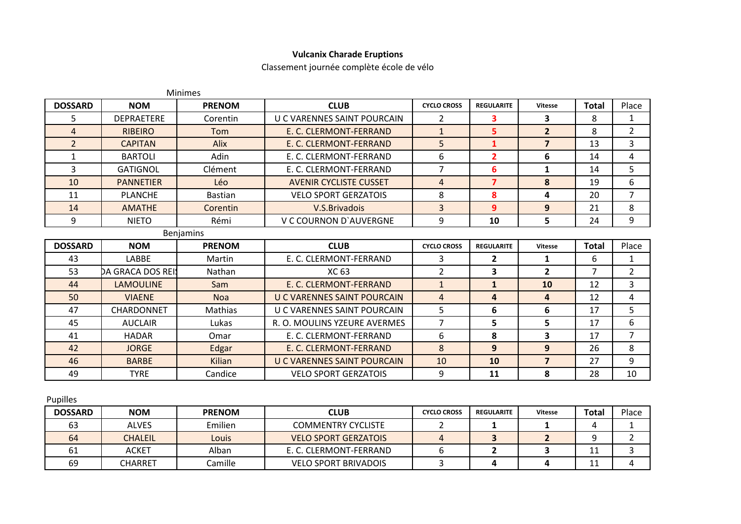**Vulcanix Charade Eruptions**

Classement journée complète école de vélo

Minimes

| DOSSARD | NOM | PRENOM | CLUB | CYCLO CROSS | REGULARITE | Vitesse | Total | Place |
|---|---|---|---|---|---|---|---|---|
| 5 | DEPRAETERE | Corentin | U C VARENNES SAINT POURCAIN | 2 | 3 | 3 | 8 | 1 |
| 4 | RIBEIRO | Tom | E. C. CLERMONT-FERRAND | 1 | 5 | 2 | 8 | 2 |
| 2 | CAPITAN | Alix | E. C. CLERMONT-FERRAND | 5 | 1 | 7 | 13 | 3 |
| 1 | BARTOLI | Adin | E. C. CLERMONT-FERRAND | 6 | 2 | 6 | 14 | 4 |
| 3 | GATIGNOL | Clément | E. C. CLERMONT-FERRAND | 7 | 6 | 1 | 14 | 5 |
| 10 | PANNETIER | Léo | AVENIR CYCLISTE CUSSET | 4 | 7 | 8 | 19 | 6 |
| 11 | PLANCHE | Bastian | VELO SPORT GERZATOIS | 8 | 8 | 4 | 20 | 7 |
| 14 | AMATHE | Corentin | V.S.Brivadois | 3 | 9 | 9 | 21 | 8 |
| 9 | NIETO | Rémi | V C COURNON D`AUVERGNE | 9 | 10 | 5 | 24 | 9 |

Benjamins

| DOSSARD | NOM | PRENOM | CLUB | CYCLO CROSS | REGULARITE | Vitesse | Total | Place |
|---|---|---|---|---|---|---|---|---|
| 43 | LABBE | Martin | E. C. CLERMONT-FERRAND | 3 | 2 | 1 | 6 | 1 |
| 53 | DA GRACA DOS REIS | Nathan | XC 63 | 2 | 3 | 2 | 7 | 2 |
| 44 | LAMOULINE | Sam | E. C. CLERMONT-FERRAND | 1 | 1 | 10 | 12 | 3 |
| 50 | VIAENE | Noa | U C VARENNES SAINT POURCAIN | 4 | 4 | 4 | 12 | 4 |
| 47 | CHARDONNET | Mathias | U C VARENNES SAINT POURCAIN | 5 | 6 | 6 | 17 | 5 |
| 45 | AUCLAIR | Lukas | R. O. MOULINS YZEURE AVERMES | 7 | 5 | 5 | 17 | 6 |
| 41 | HADAR | Omar | E. C. CLERMONT-FERRAND | 6 | 8 | 3 | 17 | 7 |
| 42 | JORGE | Edgar | E. C. CLERMONT-FERRAND | 8 | 9 | 9 | 26 | 8 |
| 46 | BARBE | Kilian | U C VARENNES SAINT POURCAIN | 10 | 10 | 7 | 27 | 9 |
| 49 | TYRE | Candice | VELO SPORT GERZATOIS | 9 | 11 | 8 | 28 | 10 |

Pupilles

| DOSSARD | NOM | PRENOM | CLUB | CYCLO CROSS | REGULARITE | Vitesse | Total | Place |
|---|---|---|---|---|---|---|---|---|
| 63 | ALVES | Emilien | COMMENTRY CYCLISTE | 2 | 1 | 1 | 4 | 1 |
| 64 | CHALEIL | Louis | VELO SPORT GERZATOIS | 4 | 3 | 2 | 9 | 2 |
| 61 | ACKET | Alban | E. C. CLERMONT-FERRAND | 6 | 2 | 3 | 11 | 3 |
| 69 | CHARRET | Camille | VELO SPORT BRIVADOIS | 3 | 4 | 4 | 11 | 4 |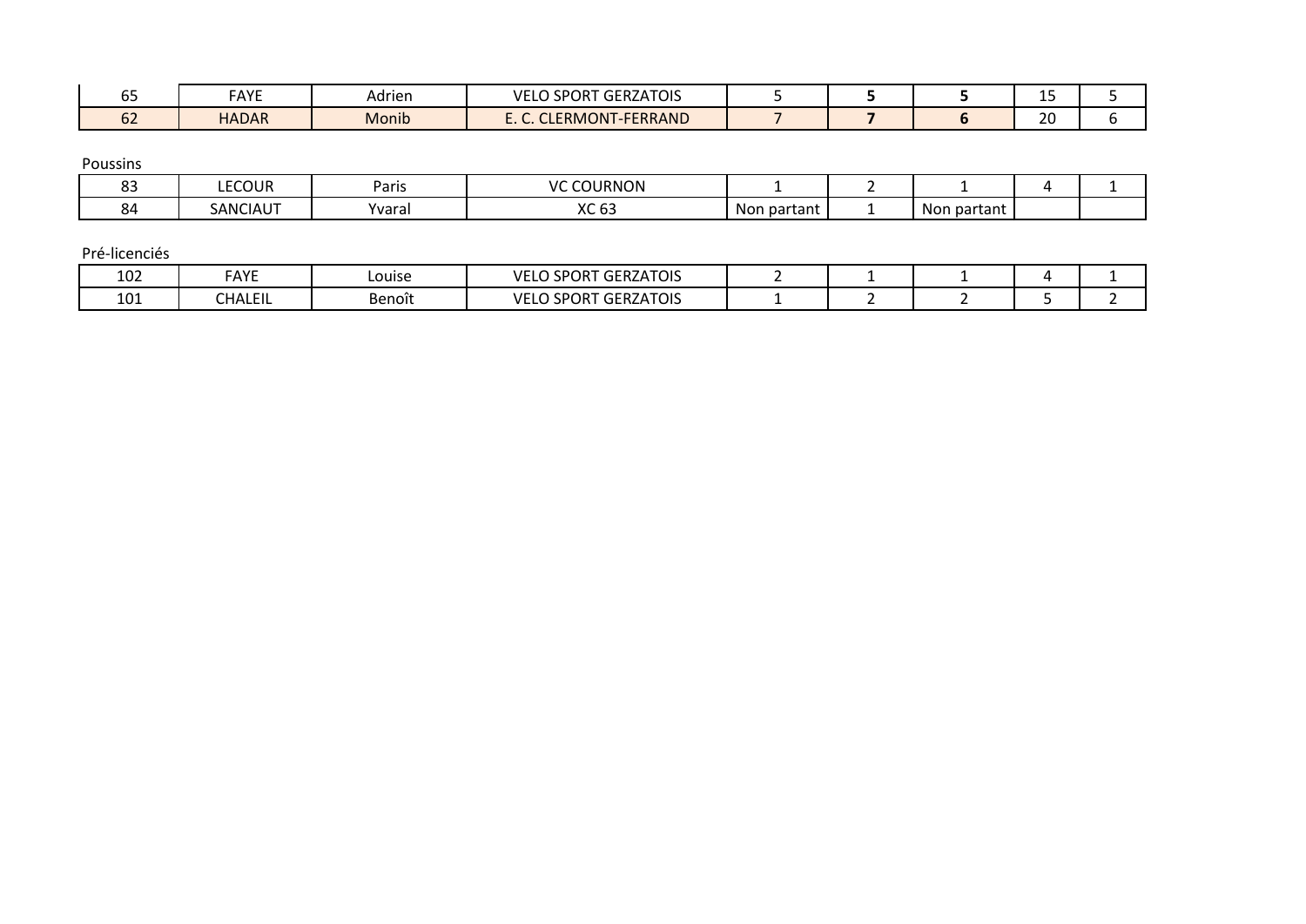| | | | | | | | | |
|---|---|---|---|---|---|---|---|---|
| 65 | FAYE | Adrien | VELO SPORT GERZATOIS | 5 | **5** | **5** | 15 | 5 |
| 62 | HADAR | Monib | E. C. CLERMONT-FERRAND | 7 | **7** | **6** | 20 | 6 |

Poussins

| | | | | | | | | |
|---|---|---|---|---|---|---|---|---|
| 83 | LECOUR | Paris | VC COURNON | 1 | 2 | 1 | 4 | 1 |
| 84 | SANCIAUT | Yvaral | XC 63 | Non partant | 1 | Non partant | | |

Pré-licenciés

| | | | | | | | | |
|---|---|---|---|---|---|---|---|---|
| 102 | FAYE | Louise | VELO SPORT GERZATOIS | 2 | 1 | 1 | 4 | 1 |
| 101 | CHALEIL | Benoît | VELO SPORT GERZATOIS | 1 | 2 | 2 | 5 | 2 |